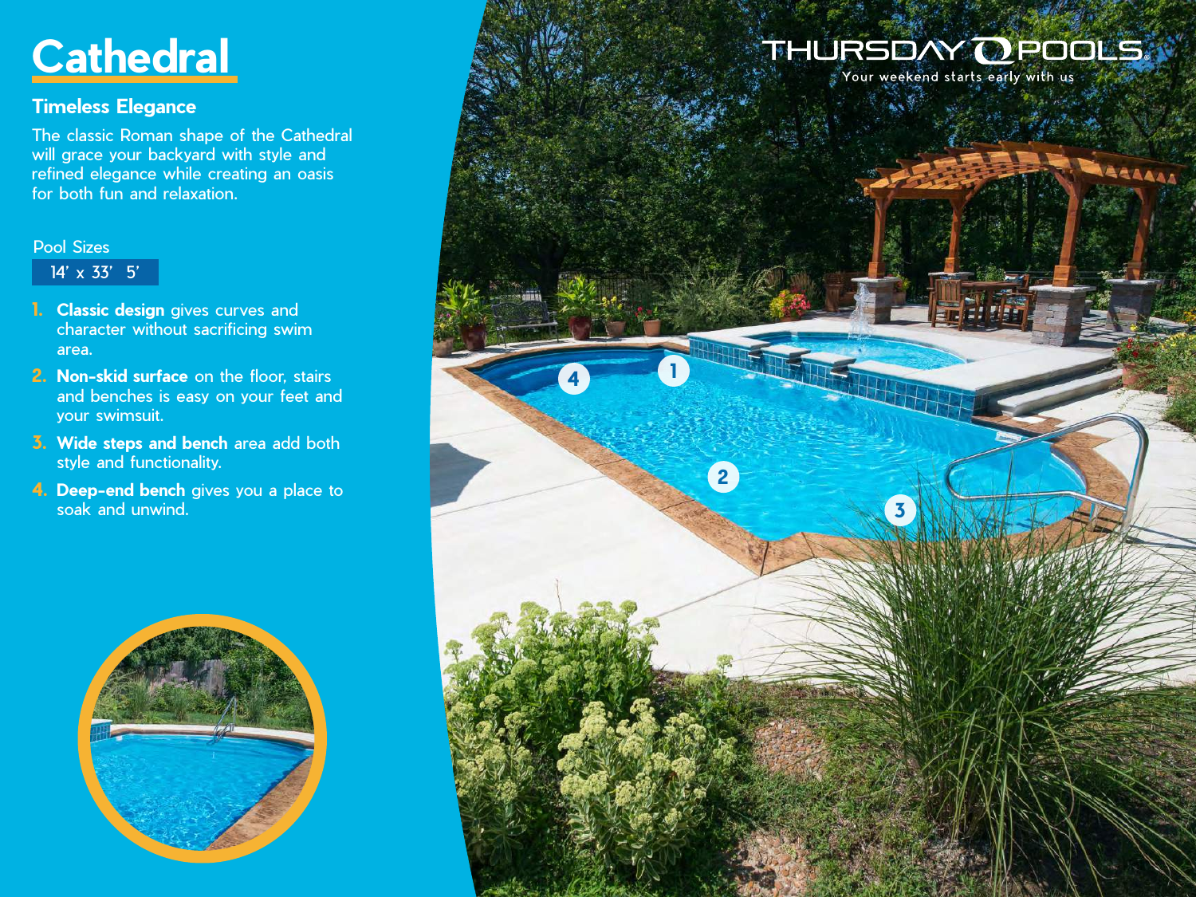# Cathedral

THURSDAY POOLS
Your weekend starts early with us

## Timeless Elegance

The classic Roman shape of the Cathedral will grace your backyard with style and refined elegance while creating an oasis for both fun and relaxation.

Pool Sizes

14' x 33' 5'

1. **Classic design** gives curves and character without sacrificing swim area.
2. **Non-skid surface** on the floor, stairs and benches is easy on your feet and your swimsuit.
3. **Wide steps and bench** area add both style and functionality.
4. **Deep-end bench** gives you a place to soak and unwind.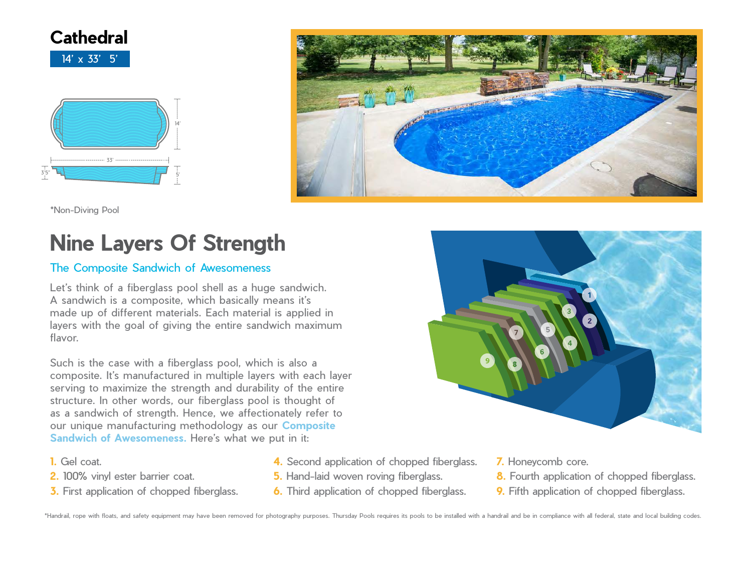# Cathedral

14' x 33' 5'

33'

14'

3'5"

5'

*Non-Diving Pool

## Nine Layers Of Strength

### The Composite Sandwich of Awesomeness

Let's think of a fiberglass pool shell as a huge sandwich. A sandwich is a composite, which basically means it's made up of different materials. Each material is applied in layers with the goal of giving the entire sandwich maximum flavor.

Such is the case with a fiberglass pool, which is also a composite. It's manufactured in multiple layers with each layer serving to maximize the strength and durability of the entire structure. In other words, our fiberglass pool is thought of as a sandwich of strength. Hence, we affectionately refer to our unique manufacturing methodology as our **Composite Sandwich of Awesomeness.** Here's what we put in it:

1. Gel coat.
2. 100% vinyl ester barrier coat.
3. First application of chopped fiberglass.
4. Second application of chopped fiberglass.
5. Hand-laid woven roving fiberglass.
6. Third application of chopped fiberglass.
7. Honeycomb core.
8. Fourth application of chopped fiberglass.
9. Fifth application of chopped fiberglass.

*Handrail, rope with floats, and safety equipment may have been removed for photography purposes. Thursday Pools requires its pools to be installed with a handrail and be in compliance with all federal, state and local building codes.